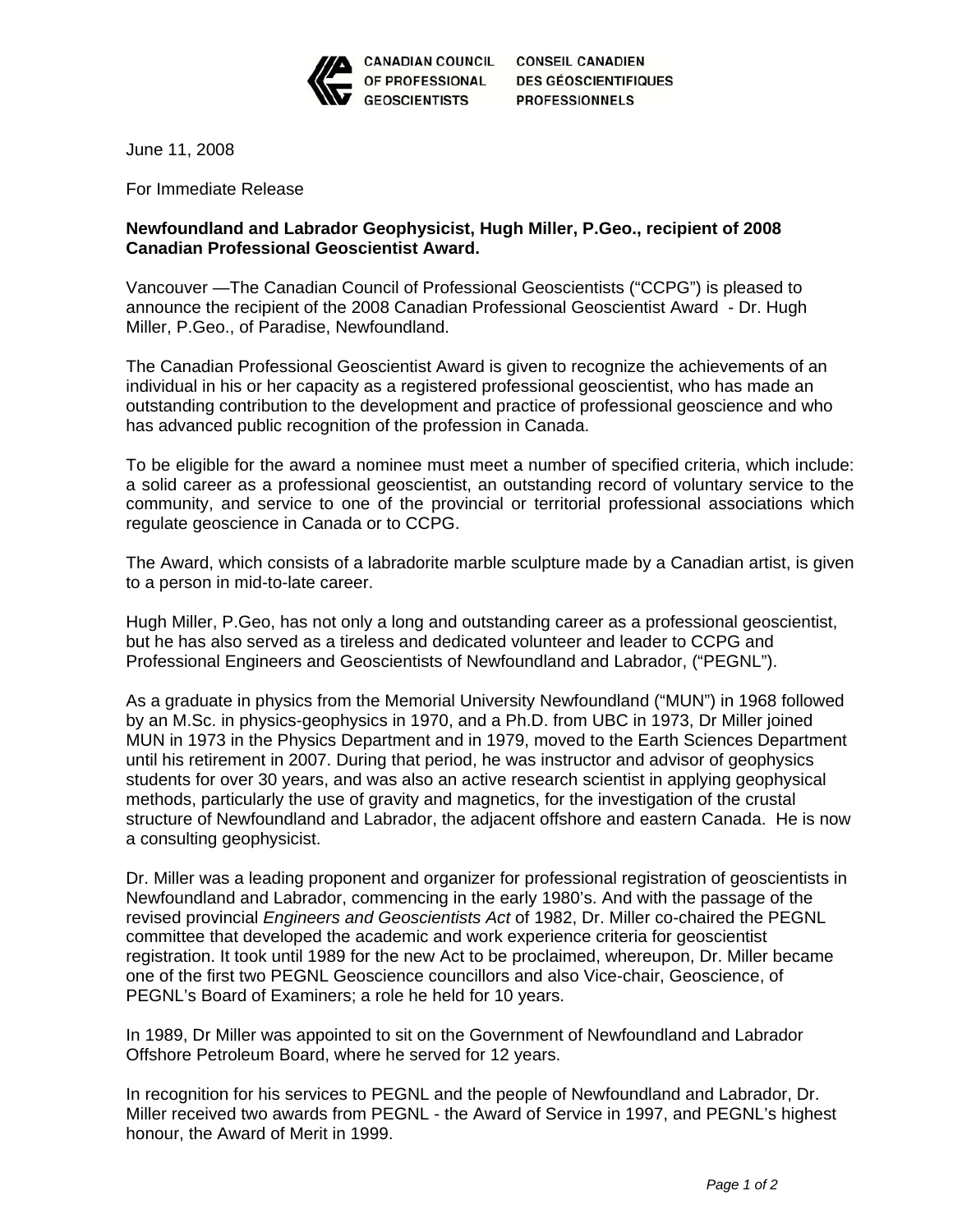CANADIAN COUNCIL OF PROFESSIONAL GEOSCIENTISTS

CONSEIL CANADIEN DES GÉOSCIENTIFIQUES PROFESSIONNELS

June 11, 2008

For Immediate Release

**Newfoundland and Labrador Geophysicist, Hugh Miller, P.Geo., recipient of 2008 Canadian Professional Geoscientist Award.**

Vancouver —The Canadian Council of Professional Geoscientists ("CCPG") is pleased to announce the recipient of the 2008 Canadian Professional Geoscientist Award - Dr. Hugh Miller, P.Geo., of Paradise, Newfoundland.

The Canadian Professional Geoscientist Award is given to recognize the achievements of an individual in his or her capacity as a registered professional geoscientist, who has made an outstanding contribution to the development and practice of professional geoscience and who has advanced public recognition of the profession in Canada.

To be eligible for the award a nominee must meet a number of specified criteria, which include: a solid career as a professional geoscientist, an outstanding record of voluntary service to the community, and service to one of the provincial or territorial professional associations which regulate geoscience in Canada or to CCPG.

The Award, which consists of a labradorite marble sculpture made by a Canadian artist, is given to a person in mid-to-late career.

Hugh Miller, P.Geo, has not only a long and outstanding career as a professional geoscientist, but he has also served as a tireless and dedicated volunteer and leader to CCPG and Professional Engineers and Geoscientists of Newfoundland and Labrador, ("PEGNL").

As a graduate in physics from the Memorial University Newfoundland ("MUN") in 1968 followed by an M.Sc. in physics-geophysics in 1970, and a Ph.D. from UBC in 1973, Dr Miller joined MUN in 1973 in the Physics Department and in 1979, moved to the Earth Sciences Department until his retirement in 2007. During that period, he was instructor and advisor of geophysics students for over 30 years, and was also an active research scientist in applying geophysical methods, particularly the use of gravity and magnetics, for the investigation of the crustal structure of Newfoundland and Labrador, the adjacent offshore and eastern Canada. He is now a consulting geophysicist.

Dr. Miller was a leading proponent and organizer for professional registration of geoscientists in Newfoundland and Labrador, commencing in the early 1980's. And with the passage of the revised provincial *Engineers and Geoscientists Act* of 1982, Dr. Miller co-chaired the PEGNL committee that developed the academic and work experience criteria for geoscientist registration. It took until 1989 for the new Act to be proclaimed, whereupon, Dr. Miller became one of the first two PEGNL Geoscience councillors and also Vice-chair, Geoscience, of PEGNL's Board of Examiners; a role he held for 10 years.

In 1989, Dr Miller was appointed to sit on the Government of Newfoundland and Labrador Offshore Petroleum Board, where he served for 12 years.

In recognition for his services to PEGNL and the people of Newfoundland and Labrador, Dr. Miller received two awards from PEGNL - the Award of Service in 1997, and PEGNL's highest honour, the Award of Merit in 1999.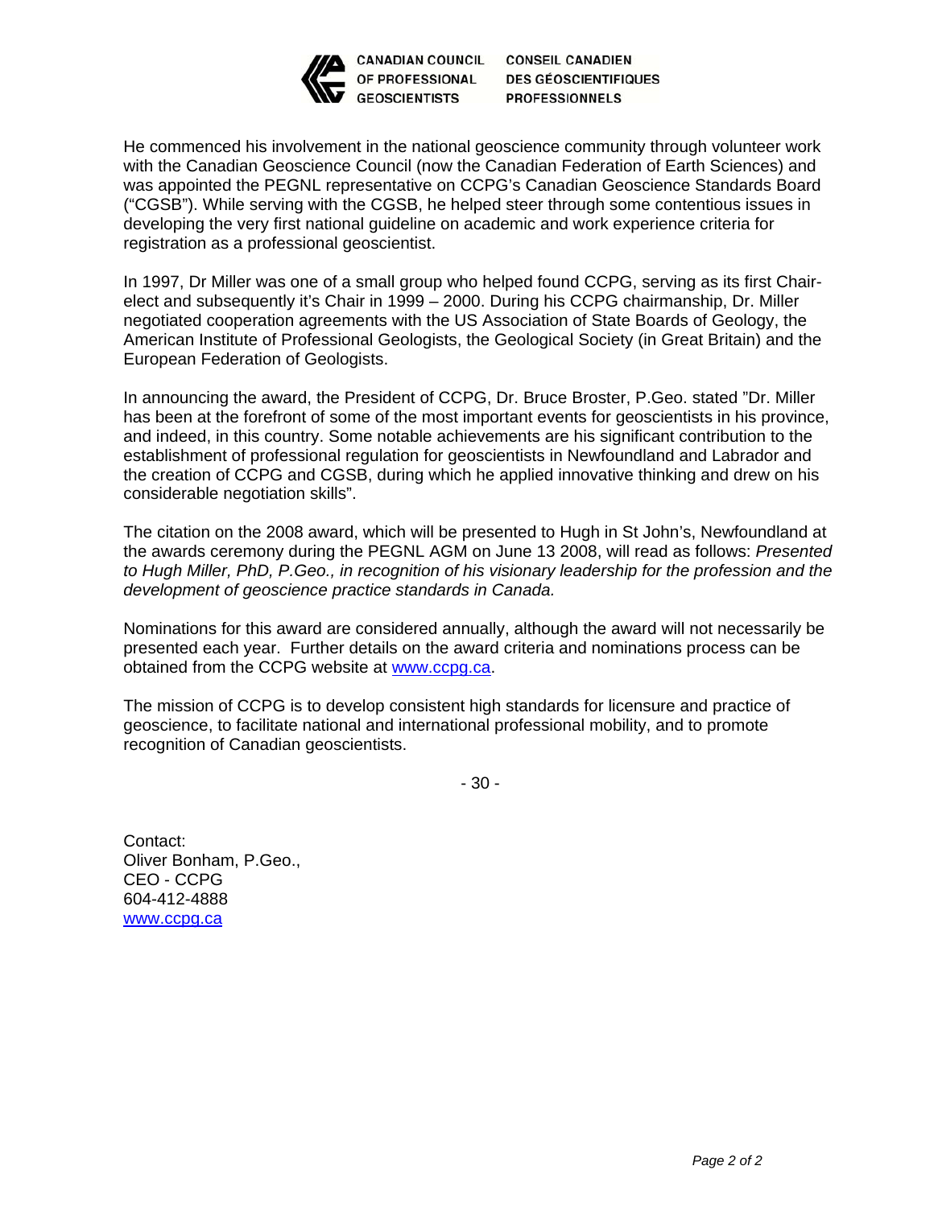He commenced his involvement in the national geoscience community through volunteer work with the Canadian Geoscience Council (now the Canadian Federation of Earth Sciences) and was appointed the PEGNL representative on CCPG's Canadian Geoscience Standards Board ("CGSB"). While serving with the CGSB, he helped steer through some contentious issues in developing the very first national guideline on academic and work experience criteria for registration as a professional geoscientist.

In 1997, Dr Miller was one of a small group who helped found CCPG, serving as its first Chair-elect and subsequently it's Chair in 1999 – 2000. During his CCPG chairmanship, Dr. Miller negotiated cooperation agreements with the US Association of State Boards of Geology, the American Institute of Professional Geologists, the Geological Society (in Great Britain) and the European Federation of Geologists.

In announcing the award, the President of CCPG, Dr. Bruce Broster, P.Geo. stated "Dr. Miller has been at the forefront of some of the most important events for geoscientists in his province, and indeed, in this country. Some notable achievements are his significant contribution to the establishment of professional regulation for geoscientists in Newfoundland and Labrador and the creation of CCPG and CGSB, during which he applied innovative thinking and drew on his considerable negotiation skills".

The citation on the 2008 award, which will be presented to Hugh in St John's, Newfoundland at the awards ceremony during the PEGNL AGM on June 13 2008, will read as follows: *Presented to Hugh Miller, PhD, P.Geo., in recognition of his visionary leadership for the profession and the development of geoscience practice standards in Canada.*

Nominations for this award are considered annually, although the award will not necessarily be presented each year. Further details on the award criteria and nominations process can be obtained from the CCPG website at www.ccpg.ca.

The mission of CCPG is to develop consistent high standards for licensure and practice of geoscience, to facilitate national and international professional mobility, and to promote recognition of Canadian geoscientists.

- 30 -

Contact:
Oliver Bonham, P.Geo.,
CEO - CCPG
604-412-4888
www.ccpg.ca